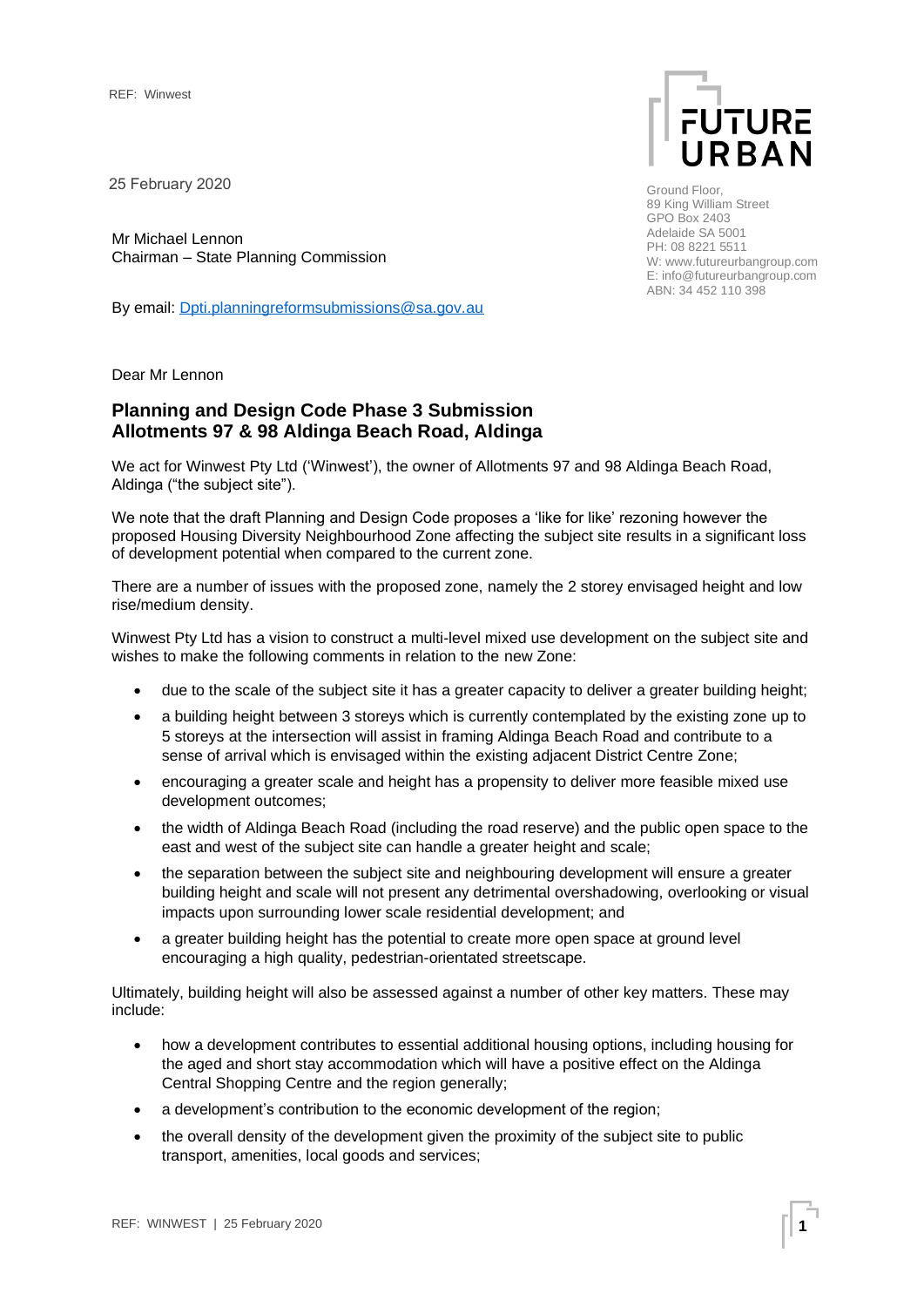REF: Winwest

25 February 2020

FUTURE URBAN

Ground Floor,
89 King William Street
GPO Box 2403
Adelaide SA 5001
PH: 08 8221 5511
W: www.futureurbangroup.com
E: info@futureurbangroup.com
ABN: 34 452 110 398

Mr Michael Lennon
Chairman – State Planning Commission

By email: Dpti.planningreformsubmissions@sa.gov.au

Dear Mr Lennon

## Planning and Design Code Phase 3 Submission
## Allotments 97 & 98 Aldinga Beach Road, Aldinga

We act for Winwest Pty Ltd ('Winwest'), the owner of Allotments 97 and 98 Aldinga Beach Road, Aldinga ("the subject site").

We note that the draft Planning and Design Code proposes a 'like for like' rezoning however the proposed Housing Diversity Neighbourhood Zone affecting the subject site results in a significant loss of development potential when compared to the current zone.

There are a number of issues with the proposed zone, namely the 2 storey envisaged height and low rise/medium density.

Winwest Pty Ltd has a vision to construct a multi-level mixed use development on the subject site and wishes to make the following comments in relation to the new Zone:

- due to the scale of the subject site it has a greater capacity to deliver a greater building height;
- a building height between 3 storeys which is currently contemplated by the existing zone up to 5 storeys at the intersection will assist in framing Aldinga Beach Road and contribute to a sense of arrival which is envisaged within the existing adjacent District Centre Zone;
- encouraging a greater scale and height has a propensity to deliver more feasible mixed use development outcomes;
- the width of Aldinga Beach Road (including the road reserve) and the public open space to the east and west of the subject site can handle a greater height and scale;
- the separation between the subject site and neighbouring development will ensure a greater building height and scale will not present any detrimental overshadowing, overlooking or visual impacts upon surrounding lower scale residential development; and
- a greater building height has the potential to create more open space at ground level encouraging a high quality, pedestrian-orientated streetscape.

Ultimately, building height will also be assessed against a number of other key matters. These may include:

- how a development contributes to essential additional housing options, including housing for the aged and short stay accommodation which will have a positive effect on the Aldinga Central Shopping Centre and the region generally;
- a development's contribution to the economic development of the region;
- the overall density of the development given the proximity of the subject site to public transport, amenities, local goods and services;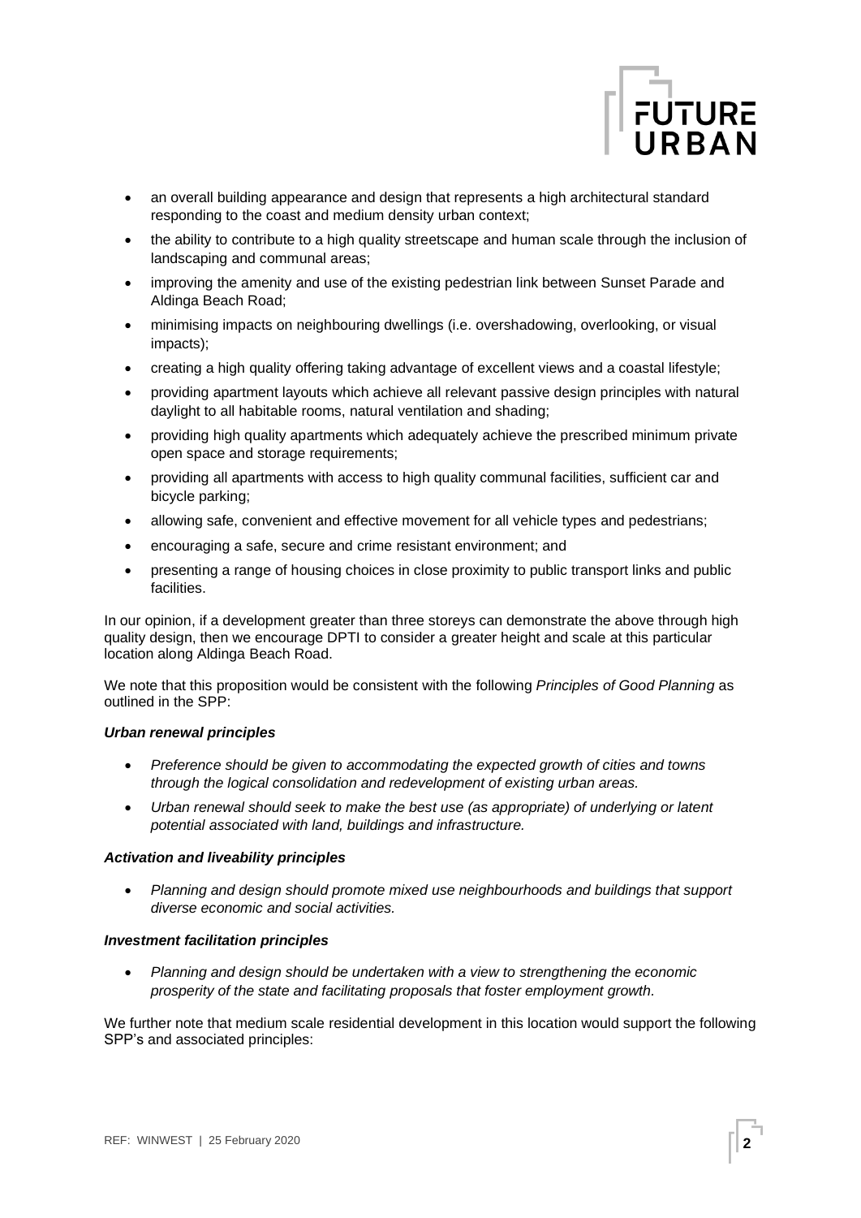- an overall building appearance and design that represents a high architectural standard responding to the coast and medium density urban context;
- the ability to contribute to a high quality streetscape and human scale through the inclusion of landscaping and communal areas;
- improving the amenity and use of the existing pedestrian link between Sunset Parade and Aldinga Beach Road;
- minimising impacts on neighbouring dwellings (i.e. overshadowing, overlooking, or visual impacts);
- creating a high quality offering taking advantage of excellent views and a coastal lifestyle;
- providing apartment layouts which achieve all relevant passive design principles with natural daylight to all habitable rooms, natural ventilation and shading;
- providing high quality apartments which adequately achieve the prescribed minimum private open space and storage requirements;
- providing all apartments with access to high quality communal facilities, sufficient car and bicycle parking;
- allowing safe, convenient and effective movement for all vehicle types and pedestrians;
- encouraging a safe, secure and crime resistant environment; and
- presenting a range of housing choices in close proximity to public transport links and public facilities.

In our opinion, if a development greater than three storeys can demonstrate the above through high quality design, then we encourage DPTI to consider a greater height and scale at this particular location along Aldinga Beach Road.

We note that this proposition would be consistent with the following *Principles of Good Planning* as outlined in the SPP:

***Urban renewal principles***

- *Preference should be given to accommodating the expected growth of cities and towns through the logical consolidation and redevelopment of existing urban areas.*
- *Urban renewal should seek to make the best use (as appropriate) of underlying or latent potential associated with land, buildings and infrastructure.*

***Activation and liveability principles***

- *Planning and design should promote mixed use neighbourhoods and buildings that support diverse economic and social activities.*

***Investment facilitation principles***

- *Planning and design should be undertaken with a view to strengthening the economic prosperity of the state and facilitating proposals that foster employment growth*.

We further note that medium scale residential development in this location would support the following SPP's and associated principles: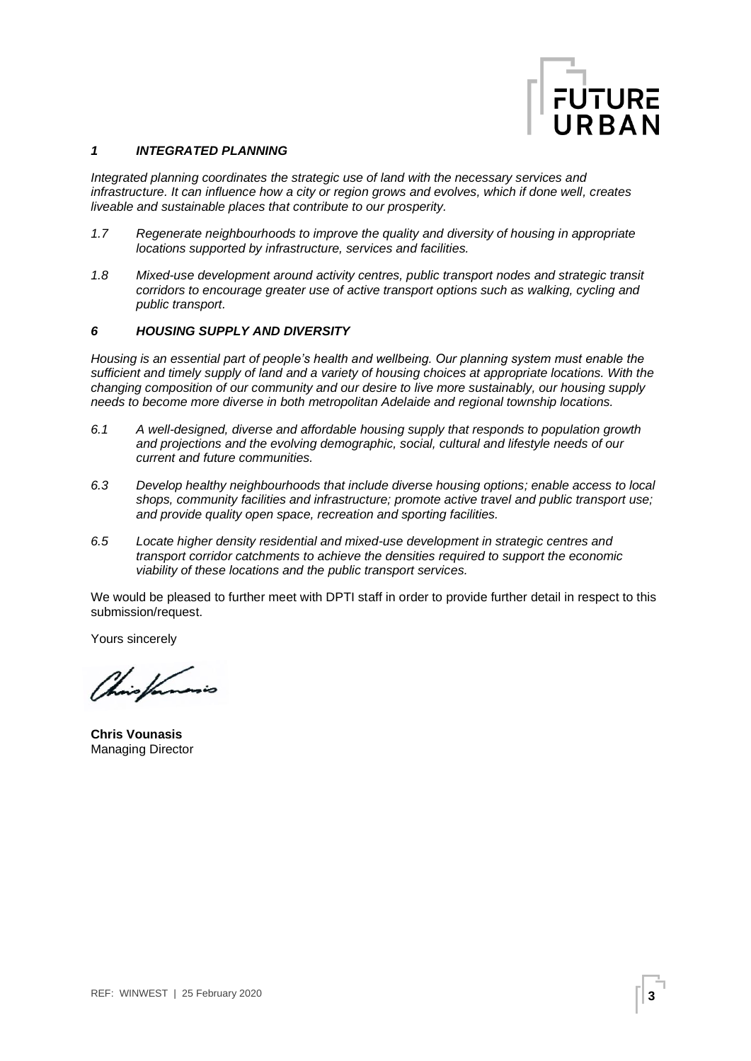## *1 INTEGRATED PLANNING*

*Integrated planning coordinates the strategic use of land with the necessary services and infrastructure. It can influence how a city or region grows and evolves, which if done well, creates liveable and sustainable places that contribute to our prosperity.*

*1.7 Regenerate neighbourhoods to improve the quality and diversity of housing in appropriate locations supported by infrastructure, services and facilities.*

*1.8 Mixed-use development around activity centres, public transport nodes and strategic transit corridors to encourage greater use of active transport options such as walking, cycling and public transport.*

## *6 HOUSING SUPPLY AND DIVERSITY*

*Housing is an essential part of people's health and wellbeing. Our planning system must enable the sufficient and timely supply of land and a variety of housing choices at appropriate locations. With the changing composition of our community and our desire to live more sustainably, our housing supply needs to become more diverse in both metropolitan Adelaide and regional township locations.*

*6.1 A well-designed, diverse and affordable housing supply that responds to population growth and projections and the evolving demographic, social, cultural and lifestyle needs of our current and future communities.*

*6.3 Develop healthy neighbourhoods that include diverse housing options; enable access to local shops, community facilities and infrastructure; promote active travel and public transport use; and provide quality open space, recreation and sporting facilities.*

*6.5 Locate higher density residential and mixed-use development in strategic centres and transport corridor catchments to achieve the densities required to support the economic viability of these locations and the public transport services.*

We would be pleased to further meet with DPTI staff in order to provide further detail in respect to this submission/request.

Yours sincerely

**Chris Vounasis**
Managing Director